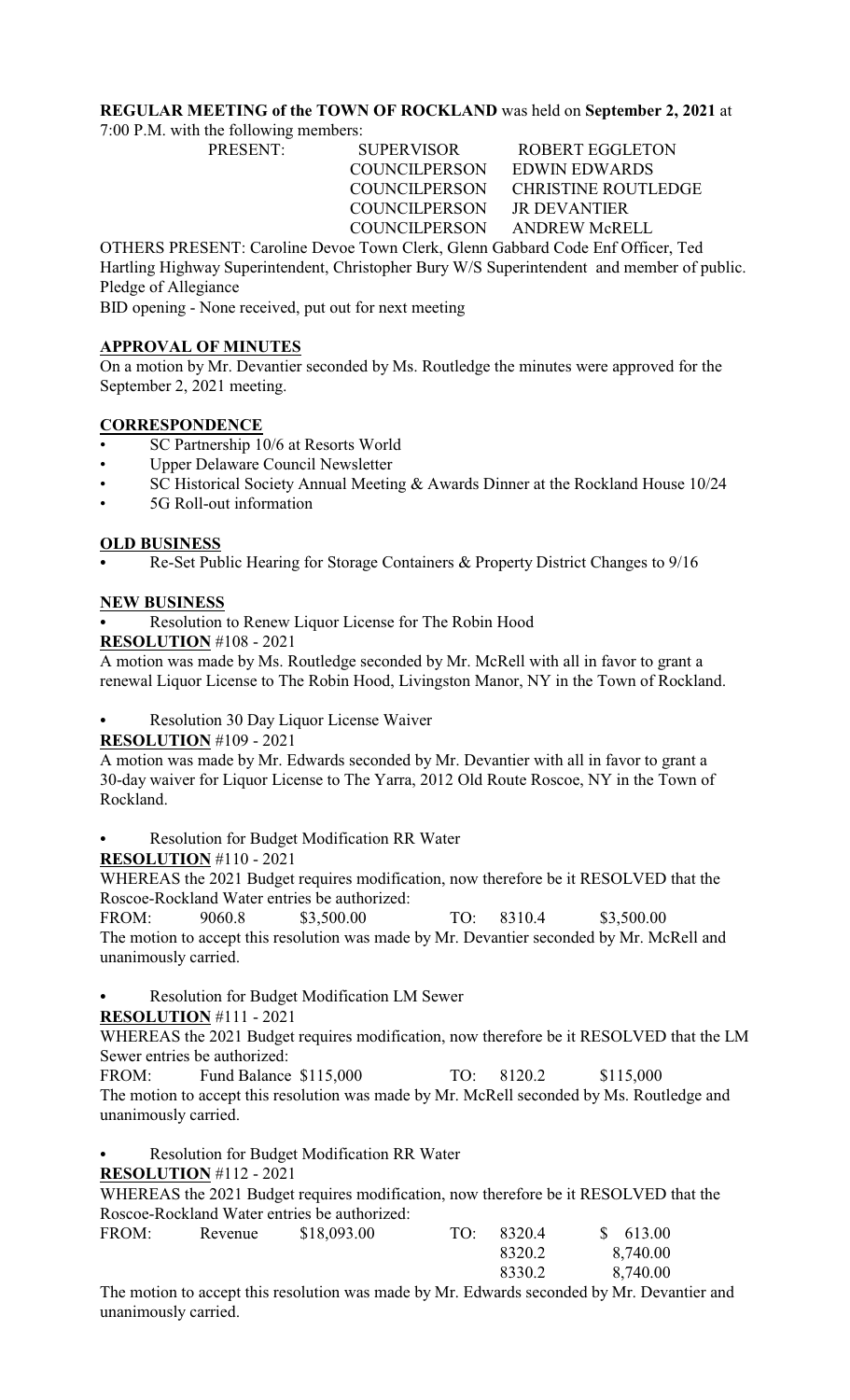**REGULAR MEETING of the TOWN OF ROCKLAND** was held on **September 2, 2021** at 7:00 P.M. with the following members:

| PRESENT: | SUPERVISOR | ROBERT EGGLETON |
|---|---|---|
| | COUNCILPERSON | EDWIN EDWARDS |
| | COUNCILPERSON | CHRISTINE ROUTLEDGE |
| | COUNCILPERSON | JR DEVANTIER |
| | COUNCILPERSON | ANDREW McRELL |

OTHERS PRESENT: Caroline Devoe Town Clerk, Glenn Gabbard Code Enf Officer, Ted Hartling Highway Superintendent, Christopher Bury W/S Superintendent and member of public.
Pledge of Allegiance
BID opening - None received, put out for next meeting

**APPROVAL OF MINUTES**

On a motion by Mr. Devantier seconded by Ms. Routledge the minutes were approved for the September 2, 2021 meeting.

**CORRESPONDENCE**

- SC Partnership 10/6 at Resorts World
- Upper Delaware Council Newsletter
- SC Historical Society Annual Meeting & Awards Dinner at the Rockland House 10/24
- 5G Roll-out information

**OLD BUSINESS**

- Re-Set Public Hearing for Storage Containers & Property District Changes to 9/16

**NEW BUSINESS**

- Resolution to Renew Liquor License for The Robin Hood

**RESOLUTION** #108 - 2021

A motion was made by Ms. Routledge seconded by Mr. McRell with all in favor to grant a renewal Liquor License to The Robin Hood, Livingston Manor, NY in the Town of Rockland.

- Resolution 30 Day Liquor License Waiver

**RESOLUTION** #109 - 2021

A motion was made by Mr. Edwards seconded by Mr. Devantier with all in favor to grant a 30-day waiver for Liquor License to The Yarra, 2012 Old Route Roscoe, NY in the Town of Rockland.

- Resolution for Budget Modification RR Water

**RESOLUTION** #110 - 2021

WHEREAS the 2021 Budget requires modification, now therefore be it RESOLVED that the Roscoe-Rockland Water entries be authorized:

| FROM: | 9060.8 | \$3,500.00 | TO: | 8310.4 | \$3,500.00 |
|---|---|---|---|---|---|

The motion to accept this resolution was made by Mr. Devantier seconded by Mr. McRell and unanimously carried.

- Resolution for Budget Modification LM Sewer

**RESOLUTION** #111 - 2021

WHEREAS the 2021 Budget requires modification, now therefore be it RESOLVED that the LM Sewer entries be authorized:

| FROM: | Fund Balance \$115,000 | TO: | 8120.2 | \$115,000 |
|---|---|---|---|---|

The motion to accept this resolution was made by Mr. McRell seconded by Ms. Routledge and unanimously carried.

- Resolution for Budget Modification RR Water

**RESOLUTION** #112 - 2021

WHEREAS the 2021 Budget requires modification, now therefore be it RESOLVED that the Roscoe-Rockland Water entries be authorized:

| FROM: | Revenue | \$18,093.00 | TO: | 8320.4 | \$ 613.00 |
|---|---|---|---|---|---|
| | | | | 8320.2 | 8,740.00 |
| | | | | 8330.2 | 8,740.00 |

The motion to accept this resolution was made by Mr. Edwards seconded by Mr. Devantier and unanimously carried.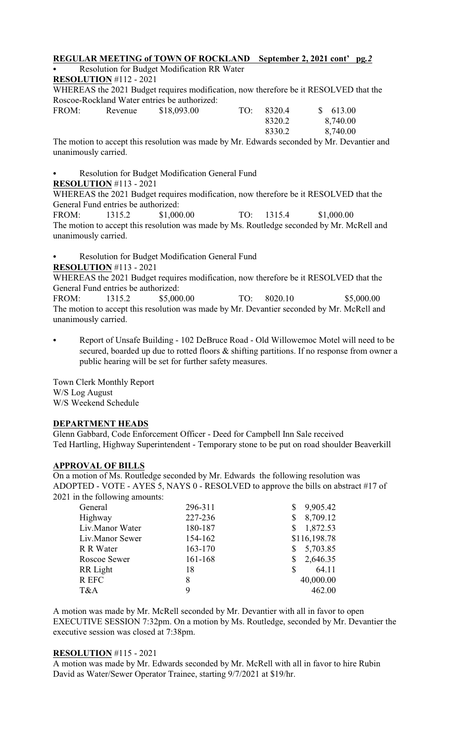**REGULAR MEETING of TOWN OF ROCKLAND September 2, 2021 cont' pg.** ***2***

- Resolution for Budget Modification RR Water

**RESOLUTION** #112 - 2021

WHEREAS the 2021 Budget requires modification, now therefore be it RESOLVED that the Roscoe-Rockland Water entries be authorized:

| FROM: | Revenue | $18,093.00 | TO: | 8320.4 | $ 613.00 |
|---|---|---|---|---|---|
| | | | | 8320.2 | 8,740.00 |
| | | | | 8330.2 | 8,740.00 |

The motion to accept this resolution was made by Mr. Edwards seconded by Mr. Devantier and unanimously carried.

- Resolution for Budget Modification General Fund

**RESOLUTION** #113 - 2021

WHEREAS the 2021 Budget requires modification, now therefore be it RESOLVED that the General Fund entries be authorized:

FROM: 1315.2 $1,000.00 TO: 1315.4 $1,000.00

The motion to accept this resolution was made by Ms. Routledge seconded by Mr. McRell and unanimously carried.

- Resolution for Budget Modification General Fund

**RESOLUTION** #113 - 2021

WHEREAS the 2021 Budget requires modification, now therefore be it RESOLVED that the General Fund entries be authorized:

FROM: 1315.2 $5,000.00 TO: 8020.10 $5,000.00

The motion to accept this resolution was made by Mr. Devantier seconded by Mr. McRell and unanimously carried.

- Report of Unsafe Building - 102 DeBruce Road - Old Willowemoc Motel will need to be secured, boarded up due to rotted floors & shifting partitions. If no response from owner a public hearing will be set for further safety measures.

Town Clerk Monthly Report
W/S Log August
W/S Weekend Schedule

**DEPARTMENT HEADS**

Glenn Gabbard, Code Enforcement Officer - Deed for Campbell Inn Sale received
Ted Hartling, Highway Superintendent - Temporary stone to be put on road shoulder Beaverkill

**APPROVAL OF BILLS**

On a motion of Ms. Routledge seconded by Mr. Edwards the following resolution was ADOPTED - VOTE - AYES 5, NAYS 0 - RESOLVED to approve the bills on abstract #17 of 2021 in the following amounts:

| | | |
|---|---|---|
| General | 296-311 | $ 9,905.42 |
| Highway | 227-236 | $ 8,709.12 |
| Liv.Manor Water | 180-187 | $ 1,872.53 |
| Liv.Manor Sewer | 154-162 | $116,198.78 |
| R R Water | 163-170 | $ 5,703.85 |
| Roscoe Sewer | 161-168 | $ 2,646.35 |
| RR Light | 18 | $ 64.11 |
| R EFC | 8 | 40,000.00 |
| T&A | 9 | 462.00 |

A motion was made by Mr. McRell seconded by Mr. Devantier with all in favor to open EXECUTIVE SESSION 7:32pm. On a motion by Ms. Routledge, seconded by Mr. Devantier the executive session was closed at 7:38pm.

**RESOLUTION** #115 - 2021

A motion was made by Mr. Edwards seconded by Mr. McRell with all in favor to hire Rubin David as Water/Sewer Operator Trainee, starting 9/7/2021 at $19/hr.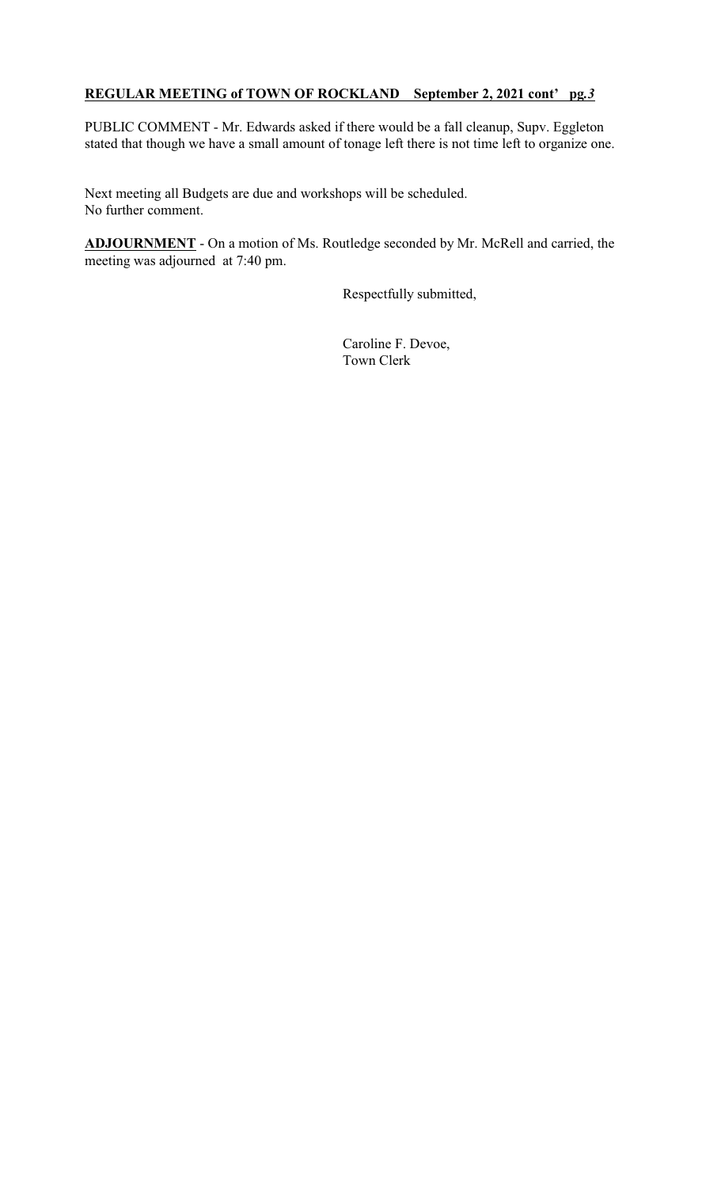**REGULAR MEETING of TOWN OF ROCKLAND September 2, 2021 cont' pg.*3***

PUBLIC COMMENT - Mr. Edwards asked if there would be a fall cleanup, Supv. Eggleton stated that though we have a small amount of tonage left there is not time left to organize one.

Next meeting all Budgets are due and workshops will be scheduled.
No further comment.

**ADJOURNMENT** - On a motion of Ms. Routledge seconded by Mr. McRell and carried, the meeting was adjourned at 7:40 pm.

Respectfully submitted,

Caroline F. Devoe,
Town Clerk